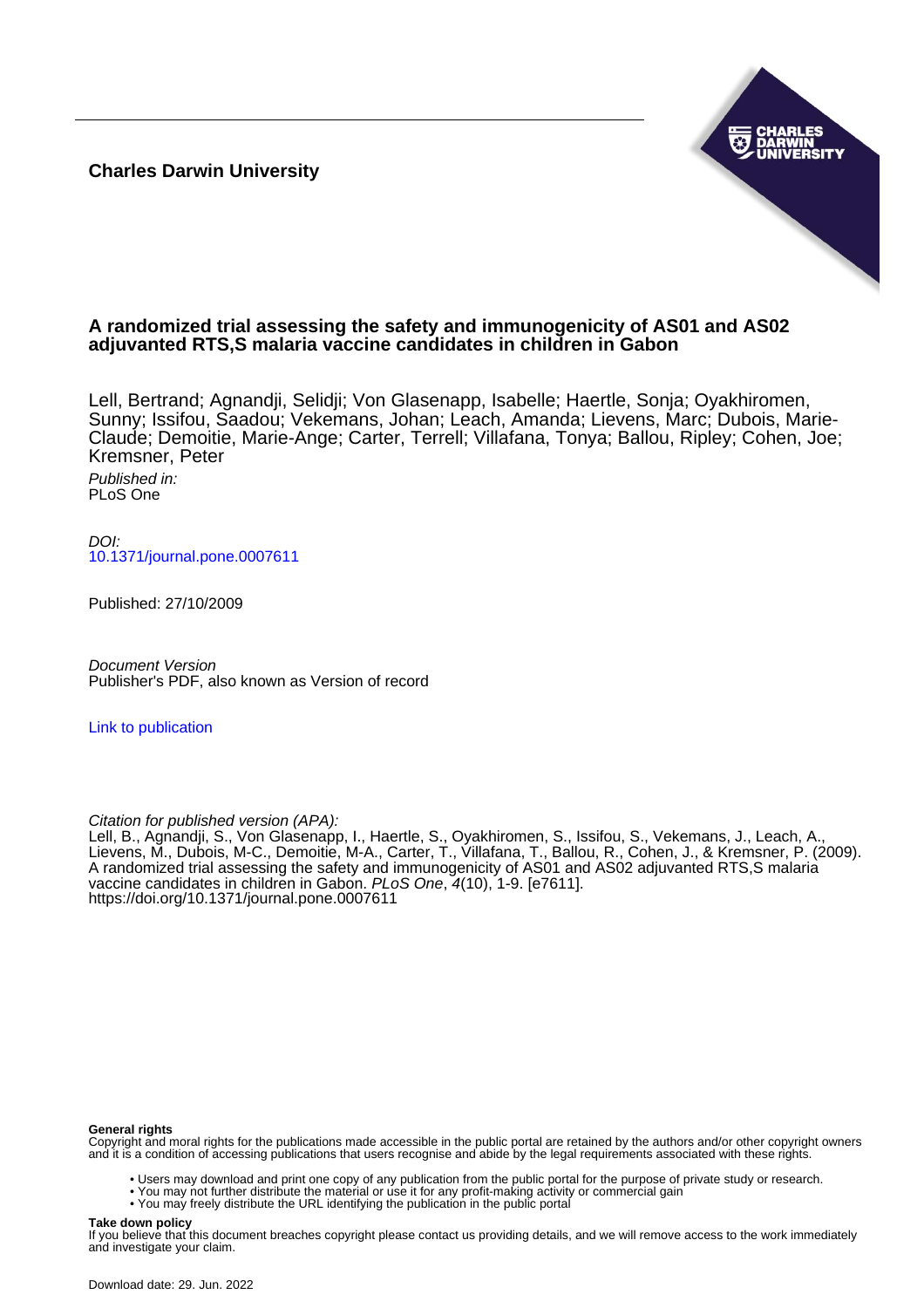**Charles Darwin University**

# A randomized trial assessing the safety and immunogenicity of AS01 and AS02 adjuvanted RTS,S malaria vaccine candidates in children in Gabon

Lell, Bertrand; Agnandji, Selidji; Von Glasenapp, Isabelle; Haertle, Sonja; Oyakhiromen, Sunny; Issifou, Saadou; Vekemans, Johan; Leach, Amanda; Lievens, Marc; Dubois, Marie-Claude; Demoitie, Marie-Ange; Carter, Terrell; Villafana, Tonya; Ballou, Ripley; Cohen, Joe; Kremsner, Peter

*Published in:*
PLoS One

*DOI:*
10.1371/journal.pone.0007611

Published: 27/10/2009

*Document Version*
Publisher's PDF, also known as Version of record

Link to publication

*Citation for published version (APA):*
Lell, B., Agnandji, S., Von Glasenapp, I., Haertle, S., Oyakhiromen, S., Issifou, S., Vekemans, J., Leach, A., Lievens, M., Dubois, M-C., Demoitie, M-A., Carter, T., Villafana, T., Ballou, R., Cohen, J., & Kremsner, P. (2009). A randomized trial assessing the safety and immunogenicity of AS01 and AS02 adjuvanted RTS,S malaria vaccine candidates in children in Gabon. *PLoS One*, *4*(10), 1-9. [e7611]. https://doi.org/10.1371/journal.pone.0007611

**General rights**
Copyright and moral rights for the publications made accessible in the public portal are retained by the authors and/or other copyright owners and it is a condition of accessing publications that users recognise and abide by the legal requirements associated with these rights.

- Users may download and print one copy of any publication from the public portal for the purpose of private study or research.
- You may not further distribute the material or use it for any profit-making activity or commercial gain
- You may freely distribute the URL identifying the publication in the public portal

**Take down policy**
If you believe that this document breaches copyright please contact us providing details, and we will remove access to the work immediately and investigate your claim.

Download date: 29. Jun. 2022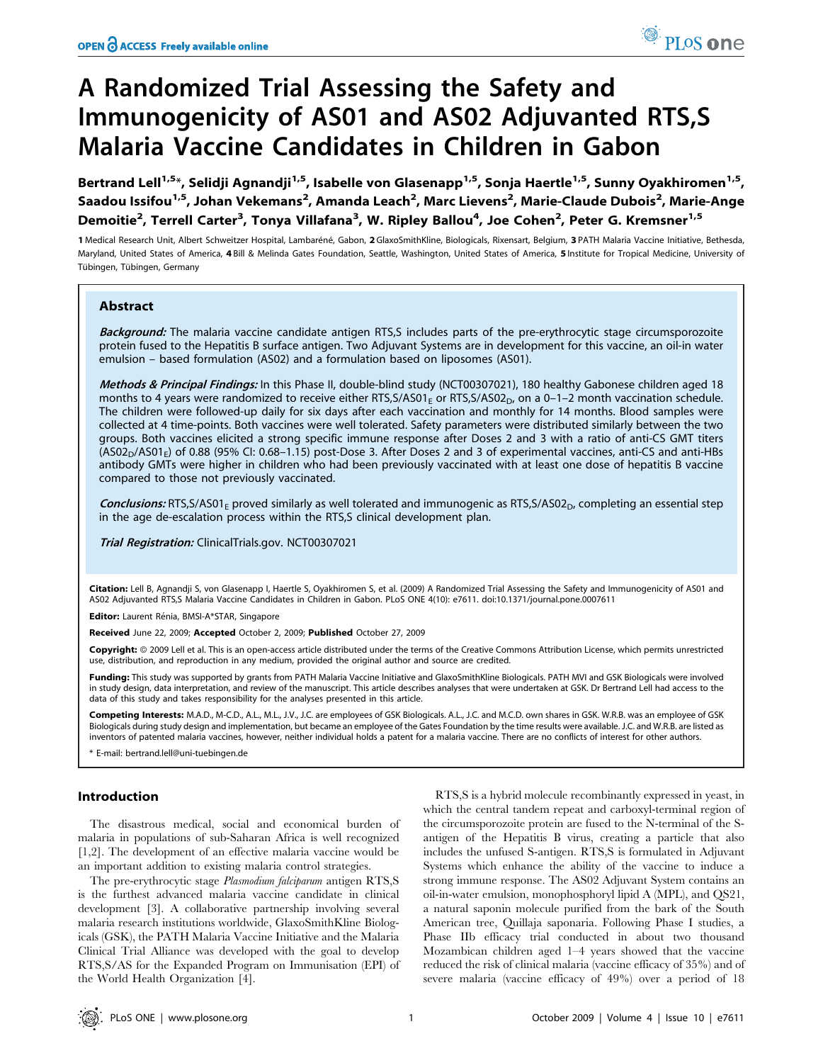# A Randomized Trial Assessing the Safety and Immunogenicity of AS01 and AS02 Adjuvanted RTS,S Malaria Vaccine Candidates in Children in Gabon

**Bertrand Lell[1,5]*, Selidji Agnandji[1,5], Isabelle von Glasenapp[1,5], Sonja Haertle[1,5], Sunny Oyakhiromen[1,5], Saadou Issifou[1,5], Johan Vekemans[2], Amanda Leach[2], Marc Lievens[2], Marie-Claude Dubois[2], Marie-Ange Demoitie[2], Terrell Carter[3], Tonya Villafana[3], W. Ripley Ballou[4], Joe Cohen[2], Peter G. Kremsner[1,5]**

1 Medical Research Unit, Albert Schweitzer Hospital, Lambaréné, Gabon, 2 GlaxoSmithKline, Biologicals, Rixensart, Belgium, 3 PATH Malaria Vaccine Initiative, Bethesda, Maryland, United States of America, 4 Bill & Melinda Gates Foundation, Seattle, Washington, United States of America, 5 Institute for Tropical Medicine, University of Tübingen, Tübingen, Germany

## Abstract

***Background:*** The malaria vaccine candidate antigen RTS,S includes parts of the pre-erythrocytic stage circumsporozoite protein fused to the Hepatitis B surface antigen. Two Adjuvant Systems are in development for this vaccine, an oil-in water emulsion – based formulation (AS02) and a formulation based on liposomes (AS01).

***Methods & Principal Findings:*** In this Phase II, double-blind study (NCT00307021), 180 healthy Gabonese children aged 18 months to 4 years were randomized to receive either RTS,S/AS01$_E$ or RTS,S/AS02$_D$, on a 0–1–2 month vaccination schedule. The children were followed-up daily for six days after each vaccination and monthly for 14 months. Blood samples were collected at 4 time-points. Both vaccines were well tolerated. Safety parameters were distributed similarly between the two groups. Both vaccines elicited a strong specific immune response after Doses 2 and 3 with a ratio of anti-CS GMT titers (AS02$_D$/AS01$_E$) of 0.88 (95% CI: 0.68–1.15) post-Dose 3. After Doses 2 and 3 of experimental vaccines, anti-CS and anti-HBs antibody GMTs were higher in children who had been previously vaccinated with at least one dose of hepatitis B vaccine compared to those not previously vaccinated.

***Conclusions:*** RTS,S/AS01$_E$ proved similarly as well tolerated and immunogenic as RTS,S/AS02$_D$, completing an essential step in the age de-escalation process within the RTS,S clinical development plan.

***Trial Registration:*** ClinicalTrials.gov. NCT00307021

**Citation:** Lell B, Agnandji S, von Glasenapp I, Haertle S, Oyakhiromen S, et al. (2009) A Randomized Trial Assessing the Safety and Immunogenicity of AS01 and AS02 Adjuvanted RTS,S Malaria Vaccine Candidates in Children in Gabon. PLoS ONE 4(10): e7611. doi:10.1371/journal.pone.0007611

**Editor:** Laurent Rénia, BMSI-A*STAR, Singapore

**Received** June 22, 2009; **Accepted** October 2, 2009; **Published** October 27, 2009

**Copyright:** © 2009 Lell et al. This is an open-access article distributed under the terms of the Creative Commons Attribution License, which permits unrestricted use, distribution, and reproduction in any medium, provided the original author and source are credited.

**Funding:** This study was supported by grants from PATH Malaria Vaccine Initiative and GlaxoSmithKline Biologicals. PATH MVI and GSK Biologicals were involved in study design, data interpretation, and review of the manuscript. This article describes analyses that were undertaken at GSK. Dr Bertrand Lell had access to the data of this study and takes responsibility for the analyses presented in this article.

**Competing Interests:** M.A.D., M-C.D., A.L., M.L., J.V., J.C. are employees of GSK Biologicals. A.L., J.C. and M.C.D. own shares in GSK. W.R.B. was an employee of GSK Biologicals during study design and implementation, but became an employee of the Gates Foundation by the time results were available. J.C. and W.R.B. are listed as inventors of patented malaria vaccines, however, neither individual holds a patent for a malaria vaccine. There are no conflicts of interest for other authors.

* E-mail: bertrand.lell@uni-tuebingen.de

## Introduction

The disastrous medical, social and economical burden of malaria in populations of sub-Saharan Africa is well recognized [1,2]. The development of an effective malaria vaccine would be an important addition to existing malaria control strategies.

The pre-erythrocytic stage *Plasmodium falciparum* antigen RTS,S is the furthest advanced malaria vaccine candidate in clinical development [3]. A collaborative partnership involving several malaria research institutions worldwide, GlaxoSmithKline Biologicals (GSK), the PATH Malaria Vaccine Initiative and the Malaria Clinical Trial Alliance was developed with the goal to develop RTS,S/AS for the Expanded Program on Immunisation (EPI) of the World Health Organization [4].

RTS,S is a hybrid molecule recombinantly expressed in yeast, in which the central tandem repeat and carboxyl-terminal region of the circumsporozoite protein are fused to the N-terminal of the S-antigen of the Hepatitis B virus, creating a particle that also includes the unfused S-antigen. RTS,S is formulated in Adjuvant Systems which enhance the ability of the vaccine to induce a strong immune response. The AS02 Adjuvant System contains an oil-in-water emulsion, monophosphoryl lipid A (MPL), and QS21, a natural saponin molecule purified from the bark of the South American tree, Quillaja saponaria. Following Phase I studies, a Phase IIb efficacy trial conducted in about two thousand Mozambican children aged 1–4 years showed that the vaccine reduced the risk of clinical malaria (vaccine efficacy of 35%) and of severe malaria (vaccine efficacy of 49%) over a period of 18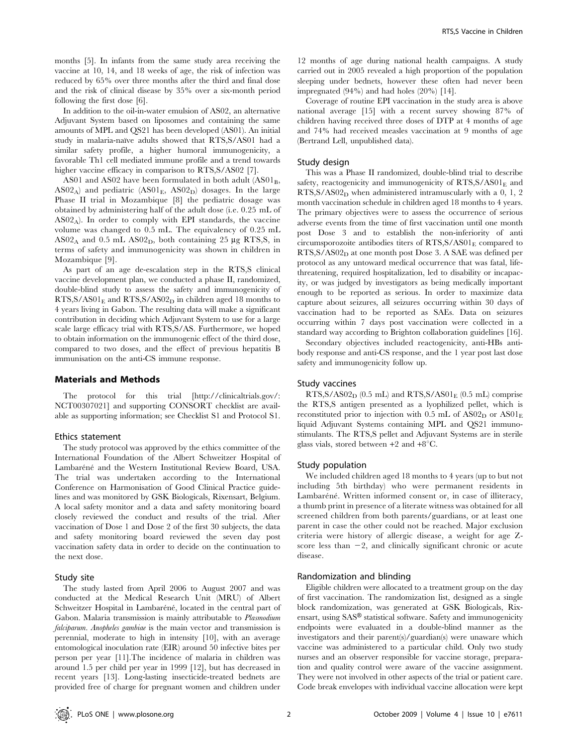months [5]. In infants from the same study area receiving the vaccine at 10, 14, and 18 weeks of age, the risk of infection was reduced by 65% over three months after the third and final dose and the risk of clinical disease by 35% over a six-month period following the first dose [6].

In addition to the oil-in-water emulsion of AS02, an alternative Adjuvant System based on liposomes and containing the same amounts of MPL and QS21 has been developed (AS01). An initial study in malaria-naïve adults showed that RTS,S/AS01 had a similar safety profile, a higher humoral immunogenicity, a favorable Th1 cell mediated immune profile and a trend towards higher vaccine efficacy in comparison to RTS,S/AS02 [7].

AS01 and AS02 have been formulated in both adult ($AS01_B$, $AS02_A$) and pediatric ($AS01_E$, $AS02_D$) dosages. In the large Phase II trial in Mozambique [8] the pediatric dosage was obtained by administering half of the adult dose (i.e. 0.25 mL of $AS02_A$). In order to comply with EPI standards, the vaccine volume was changed to 0.5 mL. The equivalency of 0.25 mL $AS02_A$ and 0.5 mL $AS02_D$, both containing 25 µg RTS,S, in terms of safety and immunogenicity was shown in children in Mozambique [9].

As part of an age de-escalation step in the RTS,S clinical vaccine development plan, we conducted a phase II, randomized, double-blind study to assess the safety and immunogenicity of $RTS,S/AS01_E$ and $RTS,S/AS02_D$ in children aged 18 months to 4 years living in Gabon. The resulting data will make a significant contribution in deciding which Adjuvant System to use for a large scale large efficacy trial with RTS,S/AS. Furthermore, we hoped to obtain information on the immunogenic effect of the third dose, compared to two doses, and the effect of previous hepatitis B immunisation on the anti-CS immune response.

## Materials and Methods

The protocol for this trial [http://clinicaltrials.gov/: NCT00307021] and supporting CONSORT checklist are available as supporting information; see Checklist S1 and Protocol S1.

### Ethics statement

The study protocol was approved by the ethics committee of the International Foundation of the Albert Schweitzer Hospital of Lambaréné and the Western Institutional Review Board, USA. The trial was undertaken according to the International Conference on Harmonisation of Good Clinical Practice guidelines and was monitored by GSK Biologicals, Rixensart, Belgium. A local safety monitor and a data and safety monitoring board closely reviewed the conduct and results of the trial. After vaccination of Dose 1 and Dose 2 of the first 30 subjects, the data and safety monitoring board reviewed the seven day post vaccination safety data in order to decide on the continuation to the next dose.

### Study site

The study lasted from April 2006 to August 2007 and was conducted at the Medical Research Unit (MRU) of Albert Schweitzer Hospital in Lambaréné, located in the central part of Gabon. Malaria transmission is mainly attributable to *Plasmodium falciparum*. *Anopheles gambiae* is the main vector and transmission is perennial, moderate to high in intensity [10], with an average entomological inoculation rate (EIR) around 50 infective bites per person per year [11].The incidence of malaria in children was around 1.5 per child per year in 1999 [12], but has decreased in recent years [13]. Long-lasting insecticide-treated bednets are provided free of charge for pregnant women and children under 12 months of age during national health campaigns. A study carried out in 2005 revealed a high proportion of the population sleeping under bednets, however these often had never been impregnated (94%) and had holes (20%) [14].

Coverage of routine EPI vaccination in the study area is above national average [15] with a recent survey showing 87% of children having received three doses of DTP at 4 months of age and 74% had received measles vaccination at 9 months of age (Bertrand Lell, unpublished data).

### Study design

This was a Phase II randomized, double-blind trial to describe safety, reactogenicity and immunogenicity of $RTS,S/AS01_E$ and $RTS,S/AS02_D$ when administered intramuscularly with a 0, 1, 2 month vaccination schedule in children aged 18 months to 4 years. The primary objectives were to assess the occurrence of serious adverse events from the time of first vaccination until one month post Dose 3 and to establish the non-inferiority of anti circumsporozoite antibodies titers of $RTS,S/AS01_E$ compared to $RTS,S/AS02_D$ at one month post Dose 3. A SAE was defined per protocol as any untoward medical occurrence that was fatal, life-threatening, required hospitalization, led to disability or incapacity, or was judged by investigators as being medically important enough to be reported as serious. In order to maximize data capture about seizures, all seizures occurring within 30 days of vaccination had to be reported as SAEs. Data on seizures occurring within 7 days post vaccination were collected in a standard way according to Brighton collaboration guidelines [16].

Secondary objectives included reactogenicity, anti-HBs antibody response and anti-CS response, and the 1 year post last dose safety and immunogenicity follow up.

### Study vaccines

$RTS,S/AS02_D$ (0.5 mL) and $RTS,S/AS01_E$ (0.5 mL) comprise the RTS,S antigen presented as a lyophilized pellet, which is reconstituted prior to injection with 0.5 mL of $AS02_D$ or $AS01_E$ liquid Adjuvant Systems containing MPL and QS21 immunostimulants. The RTS,S pellet and Adjuvant Systems are in sterile glass vials, stored between +2 and +8°C.

### Study population

We included children aged 18 months to 4 years (up to but not including 5th birthday) who were permanent residents in Lambaréné. Written informed consent or, in case of illiteracy, a thumb print in presence of a literate witness was obtained for all screened children from both parents/guardians, or at least one parent in case the other could not be reached. Major exclusion criteria were history of allergic disease, a weight for age Z-score less than $-2$, and clinically significant chronic or acute disease.

### Randomization and blinding

Eligible children were allocated to a treatment group on the day of first vaccination. The randomization list, designed as a single block randomization, was generated at GSK Biologicals, Rixensart, using SAS® statistical software. Safety and immunogenicity endpoints were evaluated in a double-blind manner as the investigators and their parent(s)/guardian(s) were unaware which vaccine was administered to a particular child. Only two study nurses and an observer responsible for vaccine storage, preparation and quality control were aware of the vaccine assignment. They were not involved in other aspects of the trial or patient care. Code break envelopes with individual vaccine allocation were kept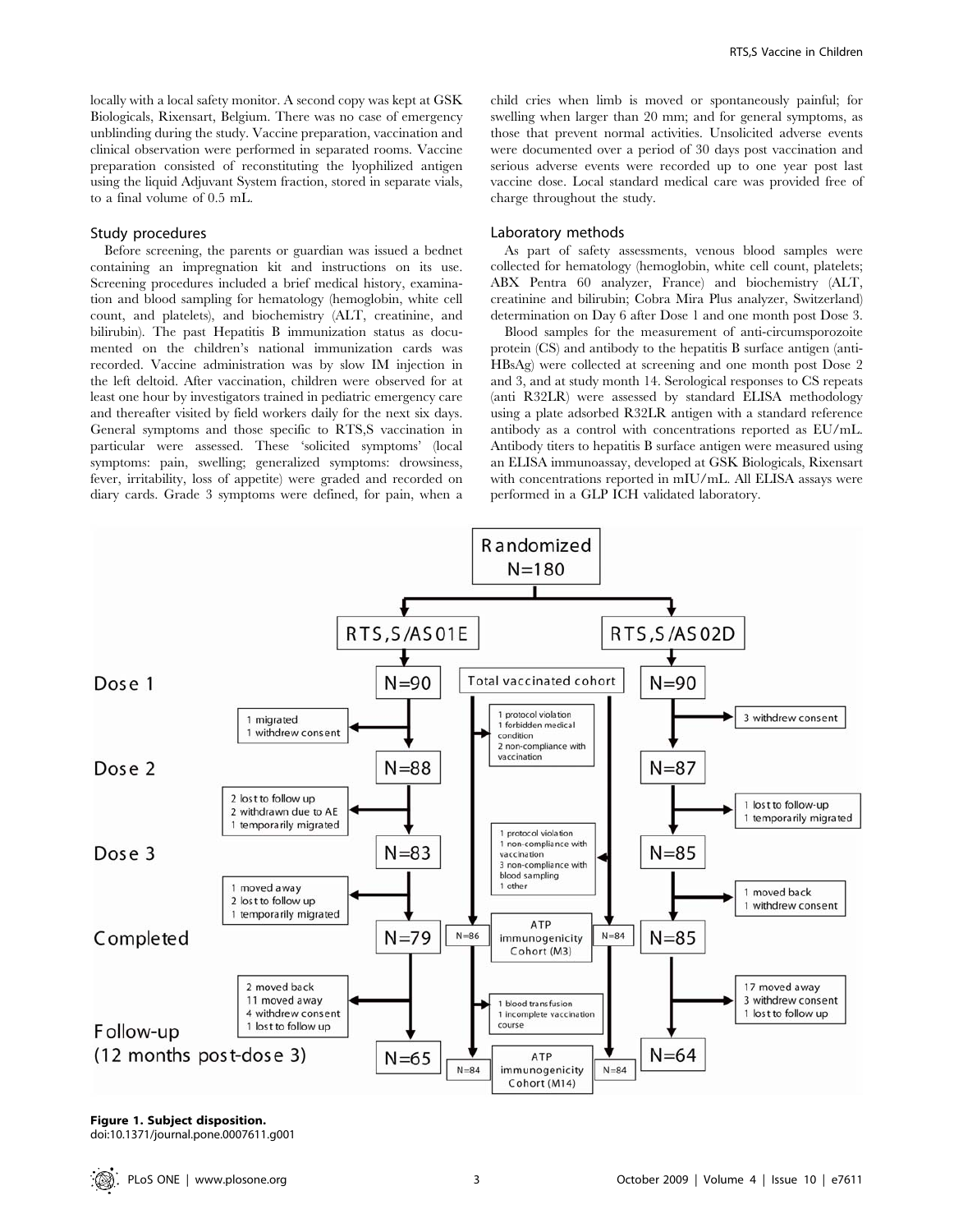locally with a local safety monitor. A second copy was kept at GSK Biologicals, Rixensart, Belgium. There was no case of emergency unblinding during the study. Vaccine preparation, vaccination and clinical observation were performed in separated rooms. Vaccine preparation consisted of reconstituting the lyophilized antigen using the liquid Adjuvant System fraction, stored in separate vials, to a final volume of 0.5 mL.

### Study procedures

Before screening, the parents or guardian was issued a bednet containing an impregnation kit and instructions on its use. Screening procedures included a brief medical history, examination and blood sampling for hematology (hemoglobin, white cell count, and platelets), and biochemistry (ALT, creatinine, and bilirubin). The past Hepatitis B immunization status as documented on the children's national immunization cards was recorded. Vaccine administration was by slow IM injection in the left deltoid. After vaccination, children were observed for at least one hour by investigators trained in pediatric emergency care and thereafter visited by field workers daily for the next six days. General symptoms and those specific to RTS,S vaccination in particular were assessed. These 'solicited symptoms' (local symptoms: pain, swelling; generalized symptoms: drowsiness, fever, irritability, loss of appetite) were graded and recorded on diary cards. Grade 3 symptoms were defined, for pain, when a child cries when limb is moved or spontaneously painful; for swelling when larger than 20 mm; and for general symptoms, as those that prevent normal activities. Unsolicited adverse events were documented over a period of 30 days post vaccination and serious adverse events were recorded up to one year post last vaccine dose. Local standard medical care was provided free of charge throughout the study.

### Laboratory methods

As part of safety assessments, venous blood samples were collected for hematology (hemoglobin, white cell count, platelets; ABX Pentra 60 analyzer, France) and biochemistry (ALT, creatinine and bilirubin; Cobra Mira Plus analyzer, Switzerland) determination on Day 6 after Dose 1 and one month post Dose 3.

Blood samples for the measurement of anti-circumsporozoite protein (CS) and antibody to the hepatitis B surface antigen (anti-HBsAg) were collected at screening and one month post Dose 2 and 3, and at study month 14. Serological responses to CS repeats (anti R32LR) were assessed by standard ELISA methodology using a plate adsorbed R32LR antigen with a standard reference antibody as a control with concentrations reported as EU/mL. Antibody titers to hepatitis B surface antigen were measured using an ELISA immunoassay, developed at GSK Biologicals, Rixensart with concentrations reported in mIU/mL. All ELISA assays were performed in a GLP ICH validated laboratory.

Randomized N=180

| | RTS,S/AS01E | Total vaccinated cohort | RTS,S/AS02D |
|---|---|---|---|
| Dose 1 | N=90 | | N=90 |
| | 1 migrated; 1 withdrew consent | 1 protocol violation; 1 forbidden medical condition; 2 non-compliance with vaccination | 3 withdrew consent |
| Dose 2 | N=88 | | N=87 |
| | 2 lost to follow up; 2 withdrawn due to AE; 1 temporarily migrated | 1 protocol violation; 1 non-compliance with vaccination; 3 non-compliance with blood sampling; 1 other | 1 lost to follow-up; 1 temporarily migrated |
| Dose 3 | N=83 | | N=85 |
| | 1 moved away; 2 lost to follow up; 1 temporarily migrated | | 1 moved back; 1 withdrew consent |
| Completed | N=79 | ATP immunogenicity Cohort (M3): N=86 / N=84 | N=85 |
| | 2 moved back; 11 moved away; 4 withdrew consent; 1 lost to follow up | 1 blood transfusion; 1 incomplete vaccination course | 17 moved away; 3 withdrew consent; 1 lost to follow up |
| Follow-up (12 months post-dose 3) | N=65 | ATP immunogenicity Cohort (M14): N=84 / N=84 | N=64 |

**Figure 1. Subject disposition.**
doi:10.1371/journal.pone.0007611.g001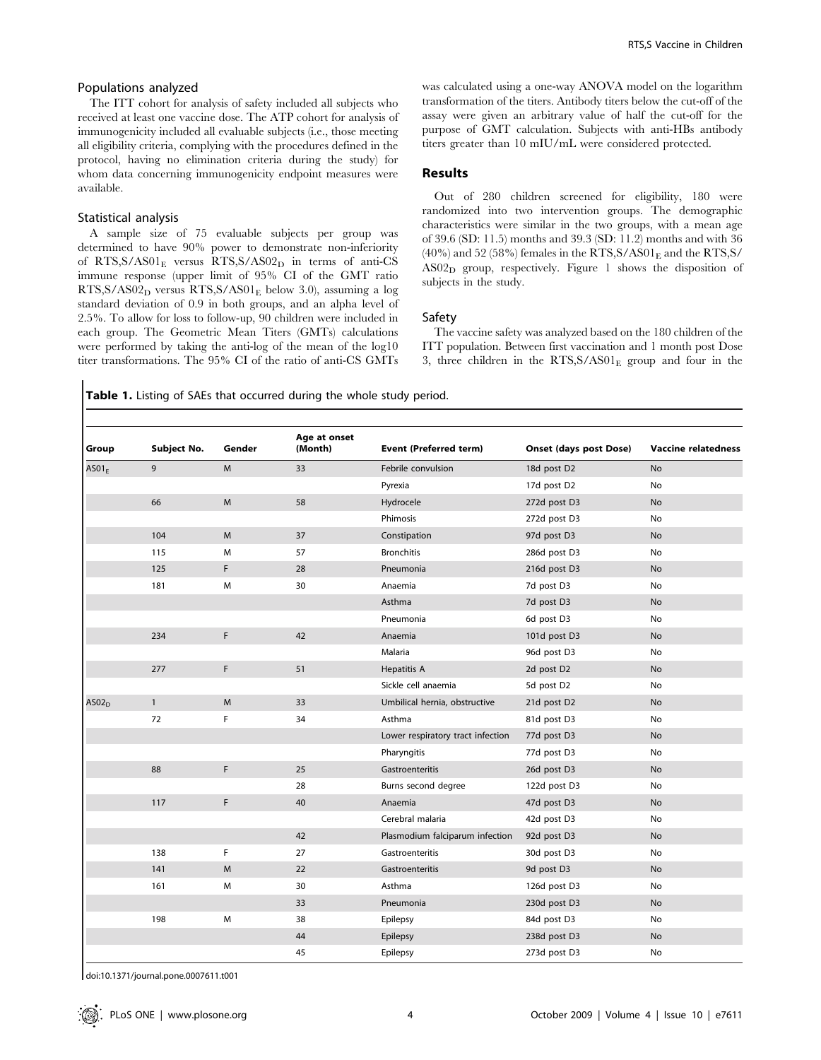## Populations analyzed

The ITT cohort for analysis of safety included all subjects who received at least one vaccine dose. The ATP cohort for analysis of immunogenicity included all evaluable subjects (i.e., those meeting all eligibility criteria, complying with the procedures defined in the protocol, having no elimination criteria during the study) for whom data concerning immunogenicity endpoint measures were available.

## Statistical analysis

A sample size of 75 evaluable subjects per group was determined to have 90% power to demonstrate non-inferiority of RTS,S/$AS01_E$ versus RTS,S/$AS02_D$ in terms of anti-CS immune response (upper limit of 95% CI of the GMT ratio RTS,S/$AS02_D$ versus RTS,S/$AS01_E$ below 3.0), assuming a log standard deviation of 0.9 in both groups, and an alpha level of 2.5%. To allow for loss to follow-up, 90 children were included in each group. The Geometric Mean Titers (GMTs) calculations were performed by taking the anti-log of the mean of the log10 titer transformations. The 95% CI of the ratio of anti-CS GMTs was calculated using a one-way ANOVA model on the logarithm transformation of the titers. Antibody titers below the cut-off of the assay were given an arbitrary value of half the cut-off for the purpose of GMT calculation. Subjects with anti-HBs antibody titers greater than 10 mIU/mL were considered protected.

# Results

Out of 280 children screened for eligibility, 180 were randomized into two intervention groups. The demographic characteristics were similar in the two groups, with a mean age of 39.6 (SD: 11.5) months and 39.3 (SD: 11.2) months and with 36 (40%) and 52 (58%) females in the RTS,S/$AS01_E$ and the RTS,S/$AS02_D$ group, respectively. Figure 1 shows the disposition of subjects in the study.

## Safety

The vaccine safety was analyzed based on the 180 children of the ITT population. Between first vaccination and 1 month post Dose 3, three children in the RTS,S/$AS01_E$ group and four in the

**Table 1.** Listing of SAEs that occurred during the whole study period.

| Group | Subject No. | Gender | Age at onset (Month) | Event (Preferred term) | Onset (days post Dose) | Vaccine relatedness |
|---|---|---|---|---|---|---|
| $AS01_E$ | 9 | M | 33 | Febrile convulsion | 18d post D2 | No |
| | | | | Pyrexia | 17d post D2 | No |
| | 66 | M | 58 | Hydrocele | 272d post D3 | No |
| | | | | Phimosis | 272d post D3 | No |
| | 104 | M | 37 | Constipation | 97d post D3 | No |
| | 115 | M | 57 | Bronchitis | 286d post D3 | No |
| | 125 | F | 28 | Pneumonia | 216d post D3 | No |
| | 181 | M | 30 | Anaemia | 7d post D3 | No |
| | | | | Asthma | 7d post D3 | No |
| | | | | Pneumonia | 6d post D3 | No |
| | 234 | F | 42 | Anaemia | 101d post D3 | No |
| | | | | Malaria | 96d post D3 | No |
| | 277 | F | 51 | Hepatitis A | 2d post D2 | No |
| | | | | Sickle cell anaemia | 5d post D2 | No |
| $AS02_D$ | 1 | M | 33 | Umbilical hernia, obstructive | 21d post D2 | No |
| | 72 | F | 34 | Asthma | 81d post D3 | No |
| | | | | Lower respiratory tract infection | 77d post D3 | No |
| | | | | Pharyngitis | 77d post D3 | No |
| | 88 | F | 25 | Gastroenteritis | 26d post D3 | No |
| | | | 28 | Burns second degree | 122d post D3 | No |
| | 117 | F | 40 | Anaemia | 47d post D3 | No |
| | | | | Cerebral malaria | 42d post D3 | No |
| | | | 42 | Plasmodium falciparum infection | 92d post D3 | No |
| | 138 | F | 27 | Gastroenteritis | 30d post D3 | No |
| | 141 | M | 22 | Gastroenteritis | 9d post D3 | No |
| | 161 | M | 30 | Asthma | 126d post D3 | No |
| | | | 33 | Pneumonia | 230d post D3 | No |
| | 198 | M | 38 | Epilepsy | 84d post D3 | No |
| | | | 44 | Epilepsy | 238d post D3 | No |
| | | | 45 | Epilepsy | 273d post D3 | No |

doi:10.1371/journal.pone.0007611.t001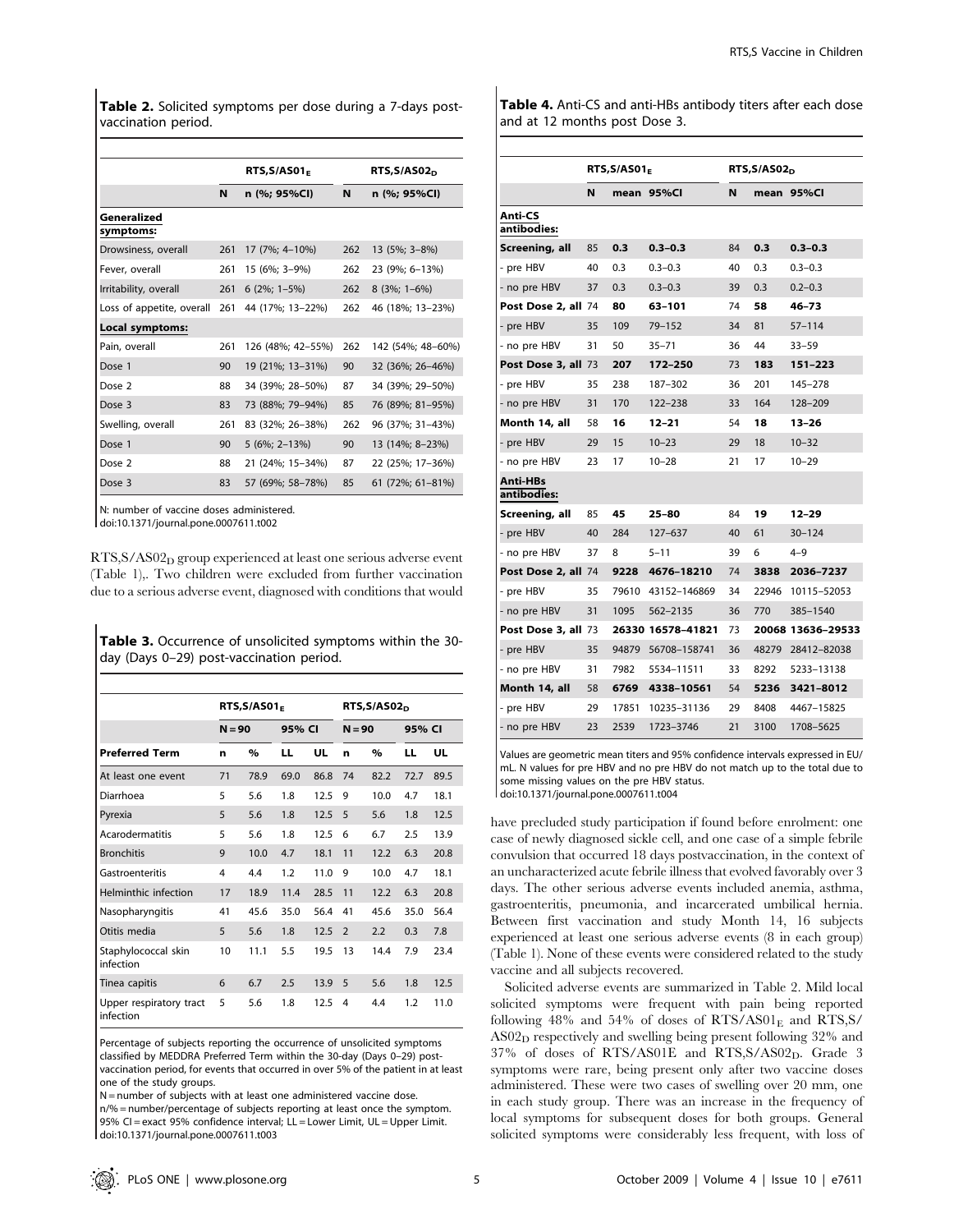**Table 2.** Solicited symptoms per dose during a 7-days post-vaccination period.

| | RTS,S/AS01$_E$ | | RTS,S/AS02$_D$ | |
|---|---|---|---|---|
| | **N** | **n (%; 95%CI)** | **N** | **n (%; 95%CI)** |
| **Generalized symptoms:** | | | | |
| Drowsiness, overall | 261 | 17 (7%; 4–10%) | 262 | 13 (5%; 3–8%) |
| Fever, overall | 261 | 15 (6%; 3–9%) | 262 | 23 (9%; 6–13%) |
| Irritability, overall | 261 | 6 (2%; 1–5%) | 262 | 8 (3%; 1–6%) |
| Loss of appetite, overall | 261 | 44 (17%; 13–22%) | 262 | 46 (18%; 13–23%) |
| **Local symptoms:** | | | | |
| Pain, overall | 261 | 126 (48%; 42–55%) | 262 | 142 (54%; 48–60%) |
| Dose 1 | 90 | 19 (21%; 13–31%) | 90 | 32 (36%; 26–46%) |
| Dose 2 | 88 | 34 (39%; 28–50%) | 87 | 34 (39%; 29–50%) |
| Dose 3 | 83 | 73 (88%; 79–94%) | 85 | 76 (89%; 81–95%) |
| Swelling, overall | 261 | 83 (32%; 26–38%) | 262 | 96 (37%; 31–43%) |
| Dose 1 | 90 | 5 (6%; 2–13%) | 90 | 13 (14%; 8–23%) |
| Dose 2 | 88 | 21 (24%; 15–34%) | 87 | 22 (25%; 17–36%) |
| Dose 3 | 83 | 57 (69%; 58–78%) | 85 | 61 (72%; 61–81%) |

N: number of vaccine doses administered.
doi:10.1371/journal.pone.0007611.t002

RTS,S/AS02$_D$ group experienced at least one serious adverse event (Table 1),. Two children were excluded from further vaccination due to a serious adverse event, diagnosed with conditions that would have precluded study participation if found before enrolment: one case of newly diagnosed sickle cell, and one case of a simple febrile convulsion that occurred 18 days postvaccination, in the context of an uncharacterized acute febrile illness that evolved favorably over 3 days. The other serious adverse events included anemia, asthma, gastroenteritis, pneumonia, and incarcerated umbilical hernia. Between first vaccination and study Month 14, 16 subjects experienced at least one serious adverse events (8 in each group) (Table 1). None of these events were considered related to the study vaccine and all subjects recovered.

**Table 3.** Occurrence of unsolicited symptoms within the 30-day (Days 0–29) post-vaccination period.

| | RTS,S/AS01$_E$ | | | | RTS,S/AS02$_D$ | | | |
|---|---|---|---|---|---|---|---|---|
| | N = 90 | | 95% CI | | N = 90 | | 95% CI | |
| **Preferred Term** | **n** | **%** | **LL** | **UL** | **n** | **%** | **LL** | **UL** |
| At least one event | 71 | 78.9 | 69.0 | 86.8 | 74 | 82.2 | 72.7 | 89.5 |
| Diarrhoea | 5 | 5.6 | 1.8 | 12.5 | 9 | 10.0 | 4.7 | 18.1 |
| Pyrexia | 5 | 5.6 | 1.8 | 12.5 | 5 | 5.6 | 1.8 | 12.5 |
| Acarodermatitis | 5 | 5.6 | 1.8 | 12.5 | 6 | 6.7 | 2.5 | 13.9 |
| Bronchitis | 9 | 10.0 | 4.7 | 18.1 | 11 | 12.2 | 6.3 | 20.8 |
| Gastroenteritis | 4 | 4.4 | 1.2 | 11.0 | 9 | 10.0 | 4.7 | 18.1 |
| Helminthic infection | 17 | 18.9 | 11.4 | 28.5 | 11 | 12.2 | 6.3 | 20.8 |
| Nasopharyngitis | 41 | 45.6 | 35.0 | 56.4 | 41 | 45.6 | 35.0 | 56.4 |
| Otitis media | 5 | 5.6 | 1.8 | 12.5 | 2 | 2.2 | 0.3 | 7.8 |
| Staphylococcal skin infection | 10 | 11.1 | 5.5 | 19.5 | 13 | 14.4 | 7.9 | 23.4 |
| Tinea capitis | 6 | 6.7 | 2.5 | 13.9 | 5 | 5.6 | 1.8 | 12.5 |
| Upper respiratory tract infection | 5 | 5.6 | 1.8 | 12.5 | 4 | 4.4 | 1.2 | 11.0 |

Percentage of subjects reporting the occurrence of unsolicited symptoms classified by MEDDRA Preferred Term within the 30-day (Days 0–29) post-vaccination period, for events that occurred in over 5% of the patient in at least one of the study groups.
N = number of subjects with at least one administered vaccine dose.
n/% = number/percentage of subjects reporting at least once the symptom.
95% CI = exact 95% confidence interval; LL = Lower Limit, UL = Upper Limit.
doi:10.1371/journal.pone.0007611.t003

**Table 4.** Anti-CS and anti-HBs antibody titers after each dose and at 12 months post Dose 3.

| | RTS,S/AS01$_E$ | | | RTS,S/AS02$_D$ | | |
|---|---|---|---|---|---|---|
| | **N** | **mean** | **95%CI** | **N** | **mean** | **95%CI** |
| **Anti-CS antibodies:** | | | | | | |
| **Screening, all** | 85 | **0.3** | **0.3–0.3** | 84 | **0.3** | **0.3–0.3** |
| - pre HBV | 40 | 0.3 | 0.3–0.3 | 40 | 0.3 | 0.3–0.3 |
| - no pre HBV | 37 | 0.3 | 0.3–0.3 | 39 | 0.3 | 0.2–0.3 |
| **Post Dose 2, all** | 74 | **80** | **63–101** | 74 | **58** | **46–73** |
| - pre HBV | 35 | 109 | 79–152 | 34 | 81 | 57–114 |
| - no pre HBV | 31 | 50 | 35–71 | 36 | 44 | 33–59 |
| **Post Dose 3, all** | 73 | **207** | **172–250** | 73 | **183** | **151–223** |
| - pre HBV | 35 | 238 | 187–302 | 36 | 201 | 145–278 |
| - no pre HBV | 31 | 170 | 122–238 | 33 | 164 | 128–209 |
| **Month 14, all** | 58 | **16** | **12–21** | 54 | **18** | **13–26** |
| - pre HBV | 29 | 15 | 10–23 | 29 | 18 | 10–32 |
| - no pre HBV | 23 | 17 | 10–28 | 21 | 17 | 10–29 |
| **Anti-HBs antibodies:** | | | | | | |
| **Screening, all** | 85 | **45** | **25–80** | 84 | **19** | **12–29** |
| - pre HBV | 40 | 284 | 127–637 | 40 | 61 | 30–124 |
| - no pre HBV | 37 | 8 | 5–11 | 39 | 6 | 4–9 |
| **Post Dose 2, all** | 74 | **9228** | **4676–18210** | 74 | **3838** | **2036–7237** |
| - pre HBV | 35 | 79610 | 43152–146869 | 34 | 22946 | 10115–52053 |
| - no pre HBV | 31 | 1095 | 562–2135 | 36 | 770 | 385–1540 |
| **Post Dose 3, all** | 73 | **26330** | **16578–41821** | 73 | **20068** | **13636–29533** |
| - pre HBV | 35 | 94879 | 56708–158741 | 36 | 48279 | 28412–82038 |
| - no pre HBV | 31 | 7982 | 5534–11511 | 33 | 8292 | 5233–13138 |
| **Month 14, all** | 58 | **6769** | **4338–10561** | 54 | **5236** | **3421–8012** |
| - pre HBV | 29 | 17851 | 10235–31136 | 29 | 8408 | 4467–15825 |
| - no pre HBV | 23 | 2539 | 1723–3746 | 21 | 3100 | 1708–5625 |

Values are geometric mean titers and 95% confidence intervals expressed in EU/mL. N values for pre HBV and no pre HBV do not match up to the total due to some missing values on the pre HBV status.
doi:10.1371/journal.pone.0007611.t004

Solicited adverse events are summarized in Table 2. Mild local solicited symptoms were frequent with pain being reported following 48% and 54% of doses of RTS/AS01$_E$ and RTS,S/AS02$_D$ respectively and swelling being present following 32% and 37% of doses of RTS/AS01E and RTS,S/AS02$_D$. Grade 3 symptoms were rare, being present only after two vaccine doses administered. These were two cases of swelling over 20 mm, one in each study group. There was an increase in the frequency of local symptoms for subsequent doses for both groups. General solicited symptoms were considerably less frequent, with loss of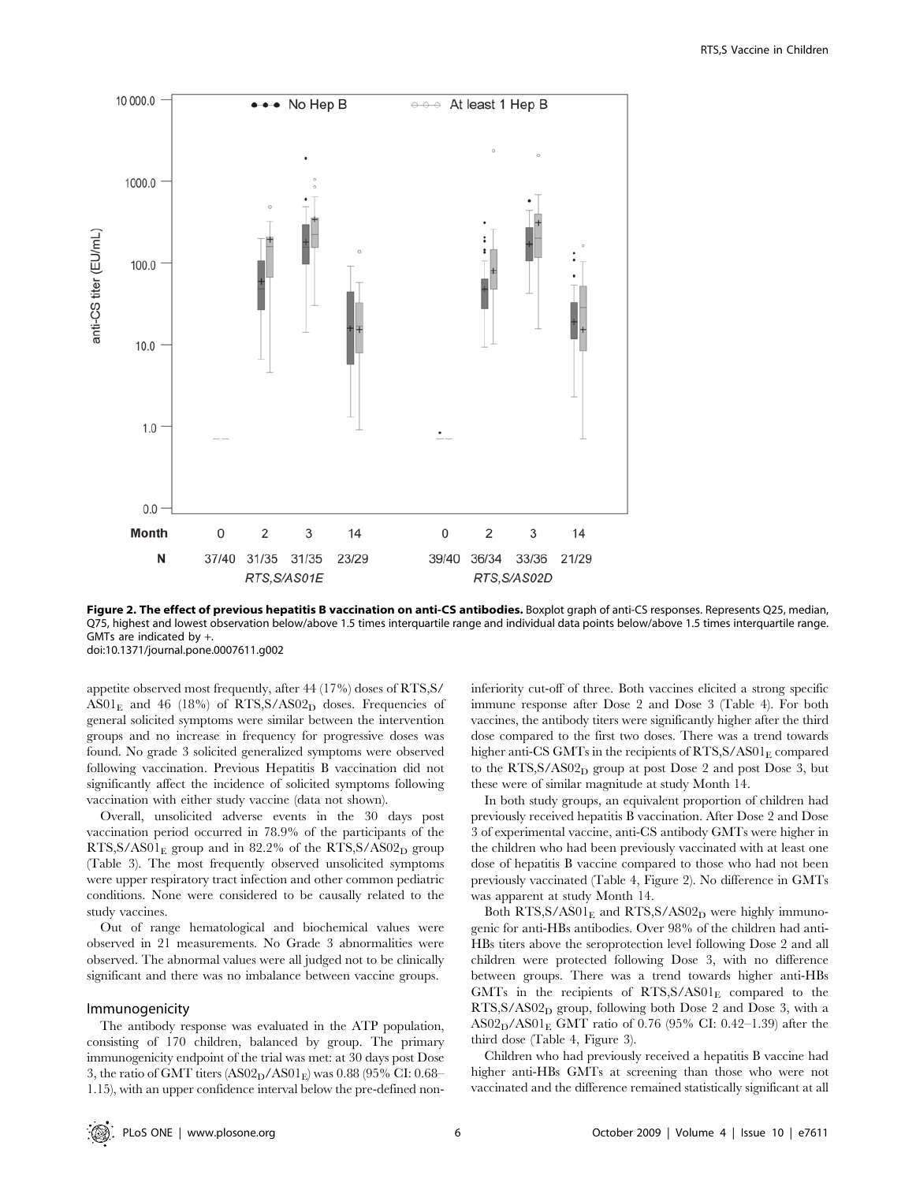**Figure 2. The effect of previous hepatitis B vaccination on anti-CS antibodies.** Boxplot graph of anti-CS responses. Represents Q25, median, Q75, highest and lowest observation below/above 1.5 times interquartile range and individual data points below/above 1.5 times interquartile range. GMTs are indicated by +.
doi:10.1371/journal.pone.0007611.g002

appetite observed most frequently, after 44 (17%) doses of RTS,S/$AS01_E$ and 46 (18%) of RTS,S/$AS02_D$ doses. Frequencies of general solicited symptoms were similar between the intervention groups and no increase in frequency for progressive doses was found. No grade 3 solicited generalized symptoms were observed following vaccination. Previous Hepatitis B vaccination did not significantly affect the incidence of solicited symptoms following vaccination with either study vaccine (data not shown).

Overall, unsolicited adverse events in the 30 days post vaccination period occurred in 78.9% of the participants of the RTS,S/$AS01_E$ group and in 82.2% of the RTS,S/$AS02_D$ group (Table 3). The most frequently observed unsolicited symptoms were upper respiratory tract infection and other common pediatric conditions. None were considered to be causally related to the study vaccines.

Out of range hematological and biochemical values were observed in 21 measurements. No Grade 3 abnormalities were observed. The abnormal values were all judged not to be clinically significant and there was no imbalance between vaccine groups.

### Immunogenicity

The antibody response was evaluated in the ATP population, consisting of 170 children, balanced by group. The primary immunogenicity endpoint of the trial was met: at 30 days post Dose 3, the ratio of GMT titers ($AS02_D$/$AS01_E$) was 0.88 (95% CI: 0.68–1.15), with an upper confidence interval below the pre-defined non-inferiority cut-off of three. Both vaccines elicited a strong specific immune response after Dose 2 and Dose 3 (Table 4). For both vaccines, the antibody titers were significantly higher after the third dose compared to the first two doses. There was a trend towards higher anti-CS GMTs in the recipients of RTS,S/$AS01_E$ compared to the RTS,S/$AS02_D$ group at post Dose 2 and post Dose 3, but these were of similar magnitude at study Month 14.

In both study groups, an equivalent proportion of children had previously received hepatitis B vaccination. After Dose 2 and Dose 3 of experimental vaccine, anti-CS antibody GMTs were higher in the children who had been previously vaccinated with at least one dose of hepatitis B vaccine compared to those who had not been previously vaccinated (Table 4, Figure 2). No difference in GMTs was apparent at study Month 14.

Both RTS,S/$AS01_E$ and RTS,S/$AS02_D$ were highly immunogenic for anti-HBs antibodies. Over 98% of the children had anti-HBs titers above the seroprotection level following Dose 2 and all children were protected following Dose 3, with no difference between groups. There was a trend towards higher anti-HBs GMTs in the recipients of RTS,S/$AS01_E$ compared to the RTS,S/$AS02_D$ group, following both Dose 2 and Dose 3, with a $AS02_D$/$AS01_E$ GMT ratio of 0.76 (95% CI: 0.42–1.39) after the third dose (Table 4, Figure 3).

Children who had previously received a hepatitis B vaccine had higher anti-HBs GMTs at screening than those who were not vaccinated and the difference remained statistically significant at all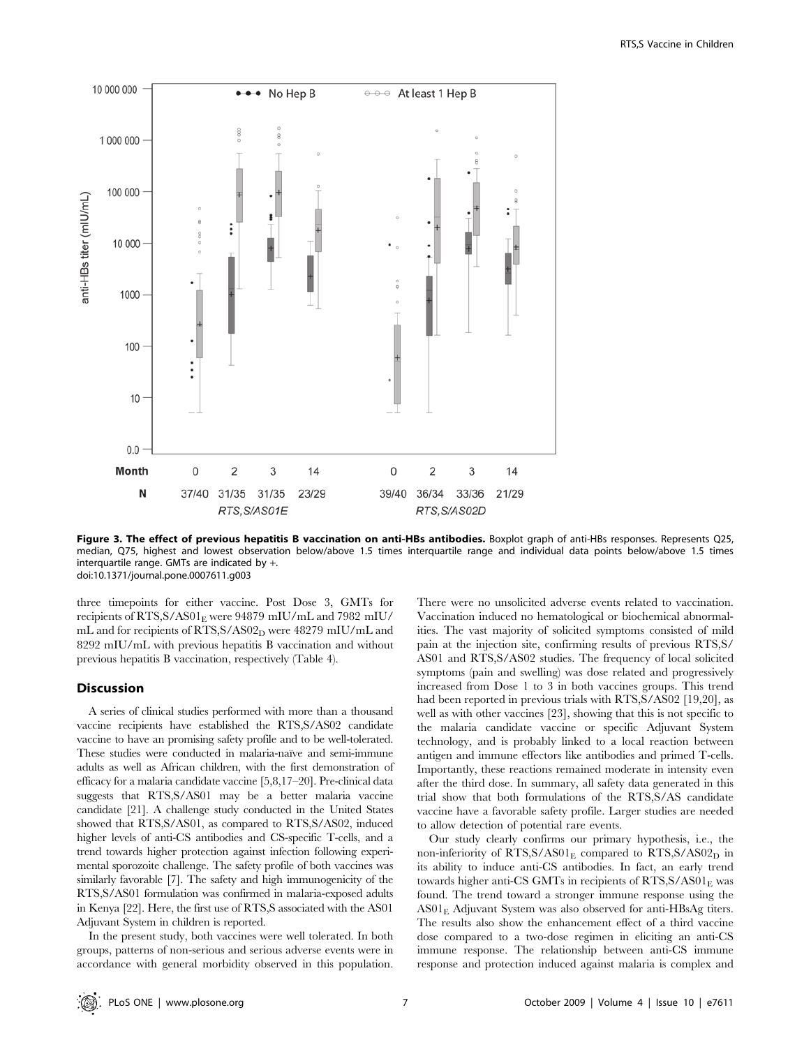Figure 3. The effect of previous hepatitis B vaccination on anti-HBs antibodies. Boxplot graph of anti-HBs responses. Represents Q25, median, Q75, highest and lowest observation below/above 1.5 times interquartile range and individual data points below/above 1.5 times interquartile range. GMTs are indicated by +.
doi:10.1371/journal.pone.0007611.g003

three timepoints for either vaccine. Post Dose 3, GMTs for recipients of RTS,S/AS01$_E$ were 94879 mIU/mL and 7982 mIU/mL and for recipients of RTS,S/AS02$_D$ were 48279 mIU/mL and 8292 mIU/mL with previous hepatitis B vaccination and without previous hepatitis B vaccination, respectively (Table 4).

## Discussion

A series of clinical studies performed with more than a thousand vaccine recipients have established the RTS,S/AS02 candidate vaccine to have an promising safety profile and to be well-tolerated. These studies were conducted in malaria-naïve and semi-immune adults as well as African children, with the first demonstration of efficacy for a malaria candidate vaccine [5,8,17–20]. Pre-clinical data suggests that RTS,S/AS01 may be a better malaria vaccine candidate [21]. A challenge study conducted in the United States showed that RTS,S/AS01, as compared to RTS,S/AS02, induced higher levels of anti-CS antibodies and CS-specific T-cells, and a trend towards higher protection against infection following experimental sporozoite challenge. The safety profile of both vaccines was similarly favorable [7]. The safety and high immunogenicity of the RTS,S/AS01 formulation was confirmed in malaria-exposed adults in Kenya [22]. Here, the first use of RTS,S associated with the AS01 Adjuvant System in children is reported.

In the present study, both vaccines were well tolerated. In both groups, patterns of non-serious and serious adverse events were in accordance with general morbidity observed in this population. There were no unsolicited adverse events related to vaccination. Vaccination induced no hematological or biochemical abnormalities. The vast majority of solicited symptoms consisted of mild pain at the injection site, confirming results of previous RTS,S/AS01 and RTS,S/AS02 studies. The frequency of local solicited symptoms (pain and swelling) was dose related and progressively increased from Dose 1 to 3 in both vaccines groups. This trend had been reported in previous trials with RTS,S/AS02 [19,20], as well as with other vaccines [23], showing that this is not specific to the malaria candidate vaccine or specific Adjuvant System technology, and is probably linked to a local reaction between antigen and immune effectors like antibodies and primed T-cells. Importantly, these reactions remained moderate in intensity even after the third dose. In summary, all safety data generated in this trial show that both formulations of the RTS,S/AS candidate vaccine have a favorable safety profile. Larger studies are needed to allow detection of potential rare events.

Our study clearly confirms our primary hypothesis, i.e., the non-inferiority of RTS,S/AS01$_E$ compared to RTS,S/AS02$_D$ in its ability to induce anti-CS antibodies. In fact, an early trend towards higher anti-CS GMTs in recipients of RTS,S/AS01$_E$ was found. The trend toward a stronger immune response using the AS01$_E$ Adjuvant System was also observed for anti-HBsAg titers. The results also show the enhancement effect of a third vaccine dose compared to a two-dose regimen in eliciting an anti-CS immune response. The relationship between anti-CS immune response and protection induced against malaria is complex and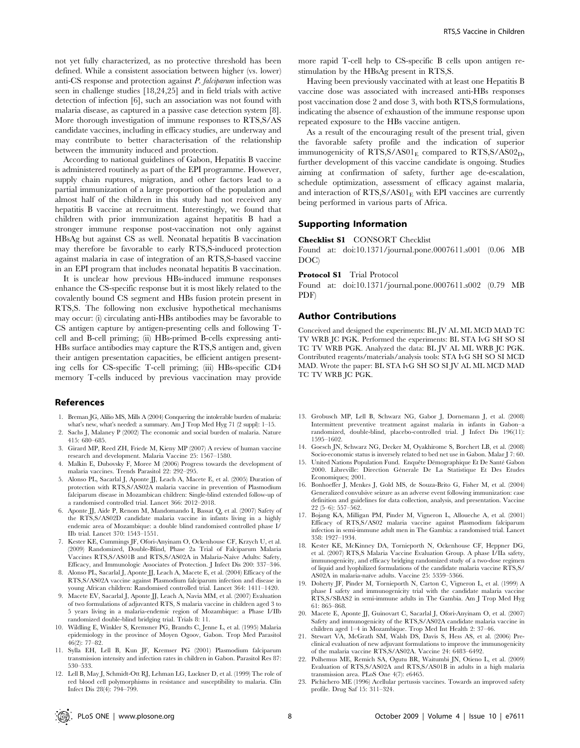not yet fully characterized, as no protective threshold has been defined. While a consistent association between higher (vs. lower) anti-CS response and protection against *P. falciparum* infection was seen in challenge studies [18,24,25] and in field trials with active detection of infection [6], such an association was not found with malaria disease, as captured in a passive case detection system [8]. More thorough investigation of immune responses to RTS,S/AS candidate vaccines, including in efficacy studies, are underway and may contribute to better characterisation of the relationship between the immunity induced and protection.

According to national guidelines of Gabon, Hepatitis B vaccine is administered routinely as part of the EPI programme. However, supply chain ruptures, migration, and other factors lead to a partial immunization of a large proportion of the population and almost half of the children in this study had not received any hepatitis B vaccine at recruitment. Interestingly, we found that children with prior immunization against hepatitis B had a stronger immune response post-vaccination not only against HBsAg but against CS as well. Neonatal hepatitis B vaccination may therefore be favorable to early RTS,S-induced protection against malaria in case of integration of an RTS,S-based vaccine in an EPI program that includes neonatal hepatitis B vaccination.

It is unclear how previous HBs-induced immune responses enhance the CS-specific response but it is most likely related to the covalently bound CS segment and HBs fusion protein present in RTS,S. The following non exclusive hypothetical mechanisms may occur: (i) circulating anti-HBs antibodies may be favorable to CS antigen capture by antigen-presenting cells and following T-cell and B-cell priming; (ii) HBs-primed B-cells expressing anti-HBs surface antibodies may capture the RTS,S antigen and, given their antigen presentation capacities, be efficient antigen presenting cells for CS-specific T-cell priming; (iii) HBs-specific CD4 memory T-cells induced by previous vaccination may provide more rapid T-cell help to CS-specific B cells upon antigen re-stimulation by the HBsAg present in RTS,S.

Having been previously vaccinated with at least one Hepatitis B vaccine dose was associated with increased anti-HBs responses post vaccination dose 2 and dose 3, with both RTS,S formulations, indicating the absence of exhaustion of the immune response upon repeated exposure to the HBs vaccine antigen.

As a result of the encouraging result of the present trial, given the favorable safety profile and the indication of superior immunogenicity of RTS,S/AS01$_E$ compared to RTS,S/AS02$_D$, further development of this vaccine candidate is ongoing. Studies aiming at confirmation of safety, further age de-escalation, schedule optimization, assessment of efficacy against malaria, and interaction of RTS,S/AS01$_E$ with EPI vaccines are currently being performed in various parts of Africa.

## Supporting Information

**Checklist S1** CONSORT Checklist

Found at: doi:10.1371/journal.pone.0007611.s001 (0.06 MB DOC)

**Protocol S1** Trial Protocol

Found at: doi:10.1371/journal.pone.0007611.s002 (0.79 MB PDF)

## Author Contributions

Conceived and designed the experiments: BL JV AL ML MCD MAD TC TV WRB JC PGK. Performed the experiments: BL STA IvG SH SO SI TC TV WRB PGK. Analyzed the data: BL JV AL ML WRB JC PGK. Contributed reagents/materials/analysis tools: STA IvG SH SO SI MCD MAD. Wrote the paper: BL STA IvG SH SO SI JV AL ML MCD MAD TC TV WRB JC PGK.

## References

1. Breman JG, Alilio MS, Mills A (2004) Conquering the intolerable burden of malaria: what's new, what's needed: a summary. Am J Trop Med Hyg 71 (2 suppl): 1–15.
2. Sachs J, Malaney P (2002) The economic and social burden of malaria. Nature 415: 680–685.
3. Girard MP, Reed ZH, Friede M, Kieny MP (2007) A review of human vaccine research and development. Malaria Vaccine 25: 1567–1580.
4. Malkin E, Dubovsky F, Moree M (2006) Progress towards the development of malaria vaccines. Trends Parasitol 22: 292–295.
5. Alonso PL, Sacarlal J, Aponte JJ, Leach A, Macete E, et al. (2005) Duration of protection with RTS,S/AS02A malaria vaccine in prevention of Plasmodium falciparum disease in Mozambican children: Single-blind extended follow-up of a randomised controlled trial. Lancet 366: 2012–2018.
6. Aponte JJ, Aide P, Renom M, Mandomando I, Bassat Q, et al. (2007) Safety of the RTS,S/AS02D candidate malaria vaccine in infants living in a highly endemic area of Mozambique: a double blind randomised controlled phase I/IIb trial. Lancet 370: 1543–1551.
7. Kester KE, Cummings JF, Ofori-Anyinam O, Ockenhouse CF, Krzych U, et al. (2009) Randomized, Double-Blind, Phase 2a Trial of Falciparum Malaria Vaccines RTS,S/AS01B and RTS,S/AS02A in Malaria-Naive Adults: Safety, Efficacy, and Immunologic Associates of Protection. J Infect Dis 200: 337–346.
8. Alonso PL, Sacarlal J, Aponte JJ, Leach A, Macete E, et al. (2004) Efficacy of the RTS,S/AS02A vaccine against Plasmodium falciparum infection and disease in young African children: Randomised controlled trial. Lancet 364: 1411–1420.
9. Macete EV, Sacarlal J, Aponte JJ, Leach A, Navia MM, et al. (2007) Evaluation of two formulations of adjuvanted RTS, S malaria vaccine in children aged 3 to 5 years living in a malaria-endemic region of Mozambique: a Phase I/IIb randomized double-blind bridging trial. Trials 8: 11.
10. Wildling E, Winkler S, Kremsner PG, Brandts C, Jenne L, et al. (1995) Malaria epidemiology in the province of Moyen Ogoov, Gabon. Trop Med Parasitol 46(2): 77–82.
11. Sylla EH, Lell B, Kun JF, Kremser PG (2001) Plasmodium falciparum transmission intensity and infection rates in children in Gabon. Parasitol Res 87: 530–533.
12. Lell B, May J, Schmidt-Ott RJ, Lehman LG, Luckner D, et al. (1999) The role of red blood cell polymorphisms in resistance and susceptibility to malaria. Clin Infect Dis 28(4): 794–799.
13. Grobusch MP, Lell B, Schwarz NG, Gabor J, Dornemann J, et al. (2008) Intermittent preventive treatment against malaria in infants in Gabon–a randomized, double-blind, placebo-controlled trial. J Infect Dis 196(11): 1595–1602.
14. Goesch JN, Schwarz NG, Decker M, Oyakhirome S, Borchert LB, et al. (2008) Socio-economic status is inversely related to bed net use in Gabon. Malar J 7: 60.
15. United Nations Population Fund. Enquête Démographique Et De Santé Gabon 2000. Libreville: Direction Génerale De La Statistique Et Des Etudes Economiques; 2001.
16. Bonhoeffer J, Menkes J, Gold MS, de Souza-Brito G, Fisher M, et al. (2004) Generalized convulsive seizure as an adverse event following immunization: case definition and guidelines for data collection, analysis, and presentation. Vaccine 22 (5–6): 557–562.
17. Bojang KA, Milligan PM, Pinder M, Vigneron L, Alloueche A, et al. (2001) Efficacy of RTS,S/AS02 malaria vaccine against Plasmodium falciparum infection in semi-immune adult men in The Gambia: a randomised trial. Lancet 358: 1927–1934.
18. Kester KE, McKinney DA, Tornieporth N, Ockenhouse CF, Heppner DG, et al. (2007) RTS,S Malaria Vaccine Evaluation Group. A phase I/IIa safety, immunogenicity, and efficacy bridging randomized study of a two-dose regimen of liquid and lyophilized formulations of the candidate malaria vaccine RTS,S/AS02A in malaria-naïve adults. Vaccine 25: 5359–5366.
19. Doherty JF, Pinder M, Tornieporth N, Carton C, Vigneron L, et al. (1999) A phase I safety and immunogenicity trial with the candidate malaria vaccine RTS,S/SBAS2 in semi-immune adults in The Gambia. Am J Trop Med Hyg 61: 865–868.
20. Macete E, Aponte JJ, Guinovart C, Sacarlal J, Ofori-Anyinam O, et al. (2007) Safety and immunogenicity of the RTS,S/AS02A candidate malaria vaccine in children aged 1–4 in Mozambique. Trop Med Int Health 2: 37–46.
21. Stewart VA, McGrath SM, Walsh DS, Davis S, Hess AS, et al. (2006) Pre-clinical evaluation of new adjuvant formulations to improve the immunogenicity of the malaria vaccine RTS,S/AS02A. Vaccine 24: 6483–6492.
22. Polhemus ME, Remich SA, Ogutu BR, Waitumbi JN, Otieno L, et al. (2009) Evaluation of RTS,S/AS02A and RTS,S/AS01B in adults in a high malaria transmission area. PLoS One 4(7): e6465.
23. Pichichero ME (1996) Acellular pertussis vaccines. Towards an improved safety profile. Drug Saf 15: 311–324.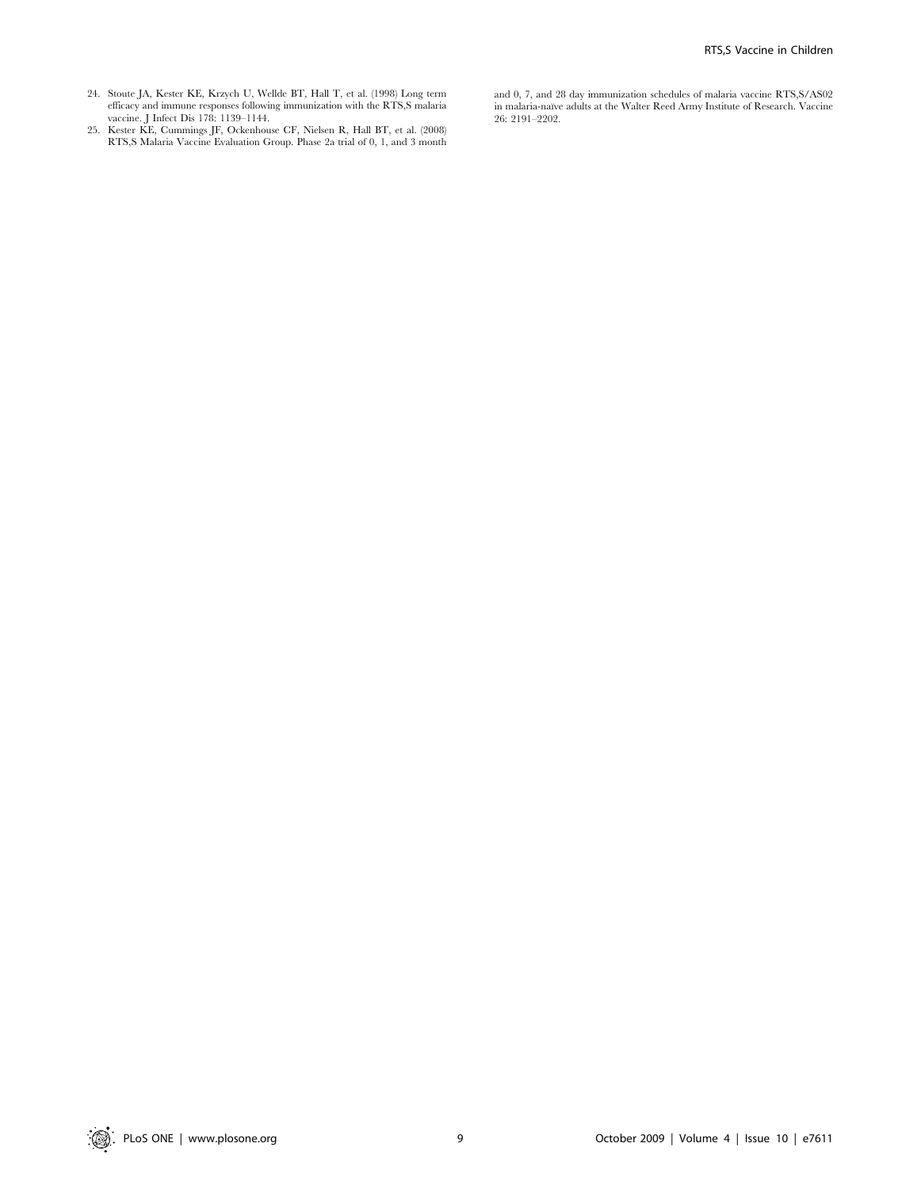24. Stoute JA, Kester KE, Krzych U, Wellde BT, Hall T, et al. (1998) Long term efficacy and immune responses following immunization with the RTS,S malaria vaccine. J Infect Dis 178: 1139–1144.
25. Kester KE, Cummings JF, Ockenhouse CF, Nielsen R, Hall BT, et al. (2008) RTS,S Malaria Vaccine Evaluation Group. Phase 2a trial of 0, 1, and 3 month and 0, 7, and 28 day immunization schedules of malaria vaccine RTS,S/AS02 in malaria-naïve adults at the Walter Reed Army Institute of Research. Vaccine 26: 2191–2202.